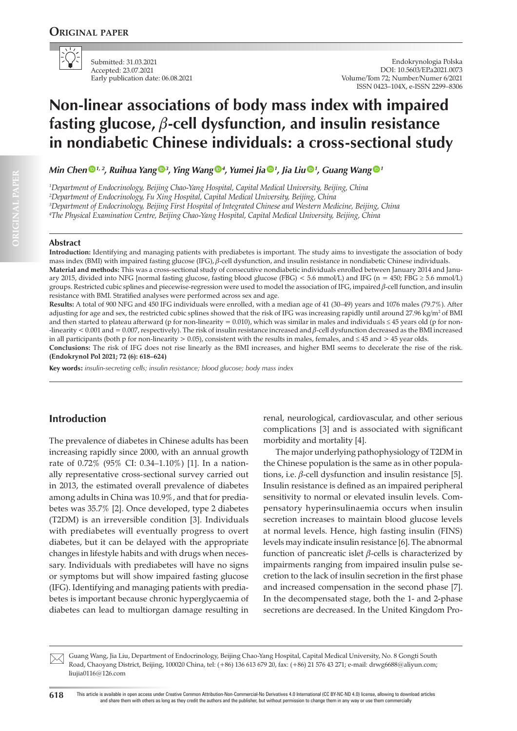# Non-linear associations of body mass index with impaired fasting glucose, *β*-cell dysfunction, and insulin resistance in nondiabetic Chinese individuals: a cross-sectional study

Submitted: 31.03.2021
Accepted: 23.07.2021
Early publication date: 06.08.2021

Endokrynologia Polska
DOI: 10.5603/EP.a2021.0073
Volume/Tom 72; Number/Numer 6/2021
ISSN 0423–104X, e-ISSN 2299–8306

*Min Chen [1, 2], Ruihua Yang [3], Ying Wang [4], Yumei Jia [1], Jia Liu [1], Guang Wang [1]*

[1] *Department of Endocrinology, Beijing Chao-Yang Hospital, Capital Medical University, Beijing, China*
[2] *Department of Endocrinology, Fu Xing Hospital, Capital Medical University, Beijing, China*
[3] *Department of Endocrinology, Beijing First Hospital of Integrated Chinese and Western Medicine, Beijing, China*
[4] *The Physical Examination Centre, Beijing Chao-Yang Hospital, Capital Medical University, Beijing, China*

## Abstract

**Introduction:** Identifying and managing patients with prediabetes is important. The study aims to investigate the association of body mass index (BMI) with impaired fasting glucose (IFG), *β*-cell dysfunction, and insulin resistance in nondiabetic Chinese individuals.

**Material and methods:** This was a cross-sectional study of consecutive nondiabetic individuals enrolled between January 2014 and January 2015, divided into NFG [normal fasting glucose, fasting blood glucose (FBG) < 5.6 mmol/L) and IFG (n = 450; FBG ≥ 5.6 mmol/L) groups. Restricted cubic splines and piecewise-regression were used to model the association of IFG, impaired *β*-cell function, and insulin resistance with BMI. Stratified analyses were performed across sex and age.

**Results:** A total of 900 NFG and 450 IFG individuals were enrolled, with a median age of 41 (30–49) years and 1076 males (79.7%). After adjusting for age and sex, the restricted cubic splines showed that the risk of IFG was increasing rapidly until around 27.96 kg/m$^2$ of BMI and then started to plateau afterward (p for non-linearity = 0.010), which was similar in males and individuals ≤ 45 years old (p for non-linearity < 0.001 and = 0.007, respectively). The risk of insulin resistance increased and *β*-cell dysfunction decreased as the BMI increased in all participants (both p for non-linearity > 0.05), consistent with the results in males, females, and ≤ 45 and > 45 year olds.

**Conclusions:** The risk of IFG does not rise linearly as the BMI increases, and higher BMI seems to decelerate the rise of the risk. **(Endokrynol Pol 2021; 72 (6): 618–624)**

**Key words:** *insulin-secreting cells; insulin resistance; blood glucose; body mass index*

## Introduction

The prevalence of diabetes in Chinese adults has been increasing rapidly since 2000, with an annual growth rate of 0.72% (95% CI: 0.34–1.10%) [1]. In a nationally representative cross-sectional survey carried out in 2013, the estimated overall prevalence of diabetes among adults in China was 10.9%, and that for prediabetes was 35.7% [2]. Once developed, type 2 diabetes (T2DM) is an irreversible condition [3]. Individuals with prediabetes will eventually progress to overt diabetes, but it can be delayed with the appropriate changes in lifestyle habits and with drugs when necessary. Individuals with prediabetes will have no signs or symptoms but will show impaired fasting glucose (IFG). Identifying and managing patients with prediabetes is important because chronic hyperglycaemia of diabetes can lead to multiorgan damage resulting in renal, neurological, cardiovascular, and other serious complications [3] and is associated with significant morbidity and mortality [4].

The major underlying pathophysiology of T2DM in the Chinese population is the same as in other populations, i.e. *β*-cell dysfunction and insulin resistance [5]. Insulin resistance is defined as an impaired peripheral sensitivity to normal or elevated insulin levels. Compensatory hyperinsulinaemia occurs when insulin secretion increases to maintain blood glucose levels at normal levels. Hence, high fasting insulin (FINS) levels may indicate insulin resistance [6]. The abnormal function of pancreatic islet *β*-cells is characterized by impairments ranging from impaired insulin pulse secretion to the lack of insulin secretion in the first phase and increased compensation in the second phase [7]. In the decompensated stage, both the 1- and 2-phase secretions are decreased. In the United Kingdom Pro-

Guang Wang, Jia Liu, Department of Endocrinology, Beijing Chao-Yang Hospital, Capital Medical University, No. 8 Gongti South Road, Chaoyang District, Beijing, 100020 China, tel: (+86) 136 613 679 20, fax: (+86) 21 576 43 271; e-mail: drwg6688@aliyun.com; liujia0116@126.com

This article is available in open access under Creative Common Attribution-Non-Commercial-No Derivatives 4.0 International (CC BY-NC-ND 4.0) license, allowing to download articles and share them with others as long as they credit the authors and the publisher, but without permission to change them in any way or use them commercially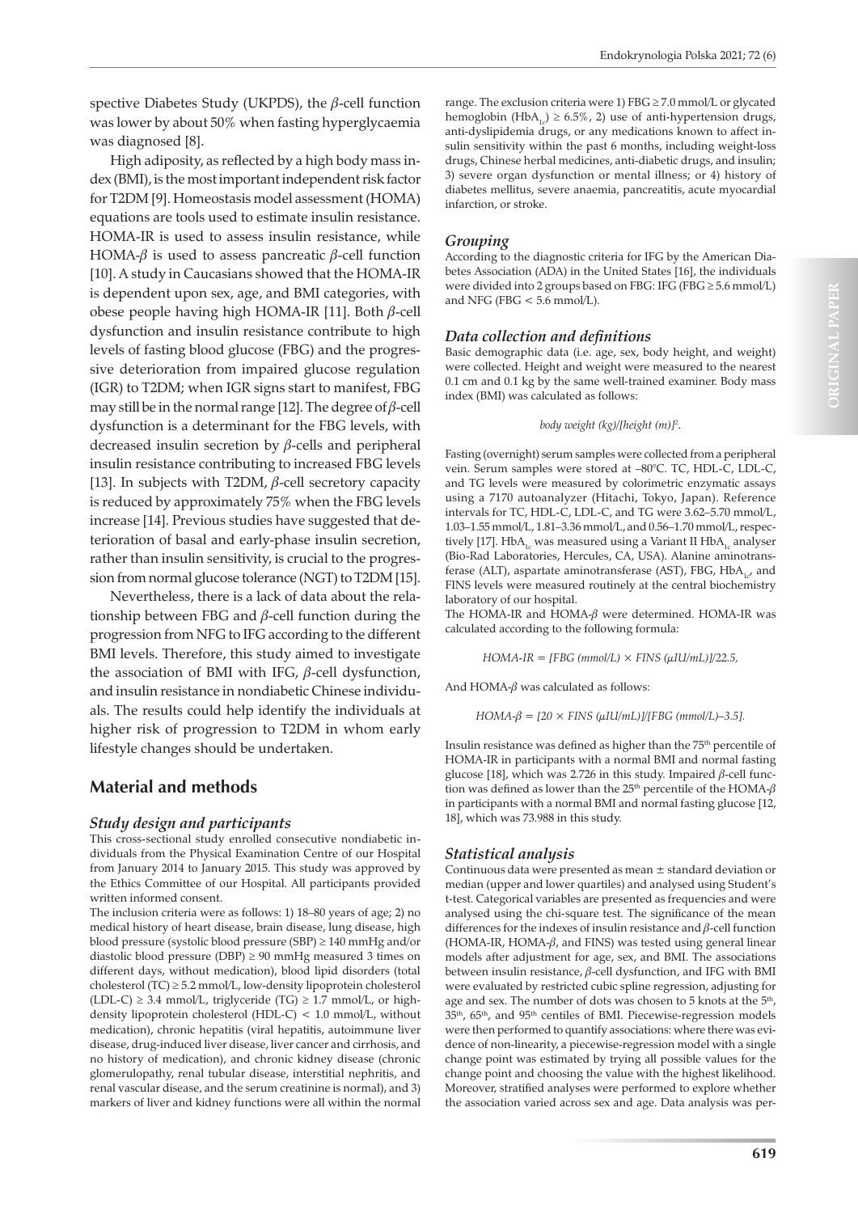spective Diabetes Study (UKPDS), the $\beta$-cell function was lower by about 50% when fasting hyperglycaemia was diagnosed [8].

High adiposity, as reflected by a high body mass index (BMI), is the most important independent risk factor for T2DM [9]. Homeostasis model assessment (HOMA) equations are tools used to estimate insulin resistance. HOMA-IR is used to assess insulin resistance, while HOMA-$\beta$ is used to assess pancreatic $\beta$-cell function [10]. A study in Caucasians showed that the HOMA-IR is dependent upon sex, age, and BMI categories, with obese people having high HOMA-IR [11]. Both $\beta$-cell dysfunction and insulin resistance contribute to high levels of fasting blood glucose (FBG) and the progressive deterioration from impaired glucose regulation (IGR) to T2DM; when IGR signs start to manifest, FBG may still be in the normal range [12]. The degree of $\beta$-cell dysfunction is a determinant for the FBG levels, with decreased insulin secretion by $\beta$-cells and peripheral insulin resistance contributing to increased FBG levels [13]. In subjects with T2DM, $\beta$-cell secretory capacity is reduced by approximately 75% when the FBG levels increase [14]. Previous studies have suggested that deterioration of basal and early-phase insulin secretion, rather than insulin sensitivity, is crucial to the progression from normal glucose tolerance (NGT) to T2DM [15].

Nevertheless, there is a lack of data about the relationship between FBG and $\beta$-cell function during the progression from NFG to IFG according to the different BMI levels. Therefore, this study aimed to investigate the association of BMI with IFG, $\beta$-cell dysfunction, and insulin resistance in nondiabetic Chinese individuals. The results could help identify the individuals at higher risk of progression to T2DM in whom early lifestyle changes should be undertaken.

## Material and methods

### *Study design and participants*

This cross-sectional study enrolled consecutive nondiabetic individuals from the Physical Examination Centre of our Hospital from January 2014 to January 2015. This study was approved by the Ethics Committee of our Hospital. All participants provided written informed consent.

The inclusion criteria were as follows: 1) 18–80 years of age; 2) no medical history of heart disease, brain disease, lung disease, high blood pressure (systolic blood pressure (SBP) ≥ 140 mmHg and/or diastolic blood pressure (DBP) ≥ 90 mmHg measured 3 times on different days, without medication), blood lipid disorders (total cholesterol (TC) ≥ 5.2 mmol/L, low-density lipoprotein cholesterol (LDL-C) ≥ 3.4 mmol/L, triglyceride (TG) ≥ 1.7 mmol/L, or high-density lipoprotein cholesterol (HDL-C) < 1.0 mmol/L, without medication), chronic hepatitis (viral hepatitis, autoimmune liver disease, drug-induced liver disease, liver cancer and cirrhosis, and no history of medication), and chronic kidney disease (chronic glomerulopathy, renal tubular disease, interstitial nephritis, and renal vascular disease, and the serum creatinine is normal), and 3) markers of liver and kidney functions were all within the normal range. The exclusion criteria were 1) FBG ≥ 7.0 mmol/L or glycated hemoglobin ($HbA_{1c}$) ≥ 6.5%, 2) use of anti-hypertension drugs, anti-dyslipidemia drugs, or any medications known to affect insulin sensitivity within the past 6 months, including weight-loss drugs, Chinese herbal medicines, anti-diabetic drugs, and insulin; 3) severe organ dysfunction or mental illness; or 4) history of diabetes mellitus, severe anaemia, pancreatitis, acute myocardial infarction, or stroke.

### *Grouping*

According to the diagnostic criteria for IFG by the American Diabetes Association (ADA) in the United States [16], the individuals were divided into 2 groups based on FBG: IFG (FBG ≥ 5.6 mmol/L) and NFG (FBG < 5.6 mmol/L).

### *Data collection and definitions*

Basic demographic data (i.e. age, sex, body height, and weight) were collected. Height and weight were measured to the nearest 0.1 cm and 0.1 kg by the same well-trained examiner. Body mass index (BMI) was calculated as follows:

$$\text{body weight (kg)}/[\text{height (m)}]^2.$$

Fasting (overnight) serum samples were collected from a peripheral vein. Serum samples were stored at –80°C. TC, HDL-C, LDL-C, and TG levels were measured by colorimetric enzymatic assays using a 7170 autoanalyzer (Hitachi, Tokyo, Japan). Reference intervals for TC, HDL-C, LDL-C, and TG were 3.62–5.70 mmol/L, 1.03–1.55 mmol/L, 1.81–3.36 mmol/L, and 0.56–1.70 mmol/L, respectively [17]. $HbA_{1c}$ was measured using a Variant II $HbA_{1c}$ analyser (Bio-Rad Laboratories, Hercules, CA, USA). Alanine aminotransferase (ALT), aspartate aminotransferase (AST), FBG, $HbA_{1c}$, and FINS levels were measured routinely at the central biochemistry laboratory of our hospital.

The HOMA-IR and HOMA-$\beta$ were determined. HOMA-IR was calculated according to the following formula:

$$\text{HOMA-IR} = [\text{FBG (mmol/L)} \times \text{FINS } (\mu\text{IU/mL})]/22.5,$$

And HOMA-$\beta$ was calculated as follows:

$$\text{HOMA-}\beta = [20 \times \text{FINS } (\mu\text{IU/mL})]/[\text{FBG (mmol/L)}–3.5].$$

Insulin resistance was defined as higher than the 75th percentile of HOMA-IR in participants with a normal BMI and normal fasting glucose [18], which was 2.726 in this study. Impaired $\beta$-cell function was defined as lower than the 25th percentile of the HOMA-$\beta$ in participants with a normal BMI and normal fasting glucose [12, 18], which was 73.988 in this study.

### *Statistical analysis*

Continuous data were presented as mean ± standard deviation or median (upper and lower quartiles) and analysed using Student's t-test. Categorical variables are presented as frequencies and were analysed using the chi-square test. The significance of the mean differences for the indexes of insulin resistance and $\beta$-cell function (HOMA-IR, HOMA-$\beta$, and FINS) was tested using general linear models after adjustment for age, sex, and BMI. The associations between insulin resistance, $\beta$-cell dysfunction, and IFG with BMI were evaluated by restricted cubic spline regression, adjusting for age and sex. The number of dots was chosen to 5 knots at the 5th, 35th, 65th, and 95th centiles of BMI. Piecewise-regression models were then performed to quantify associations: where there was evidence of non-linearity, a piecewise-regression model with a single change point was estimated by trying all possible values for the change point and choosing the value with the highest likelihood. Moreover, stratified analyses were performed to explore whether the association varied across sex and age. Data analysis was per-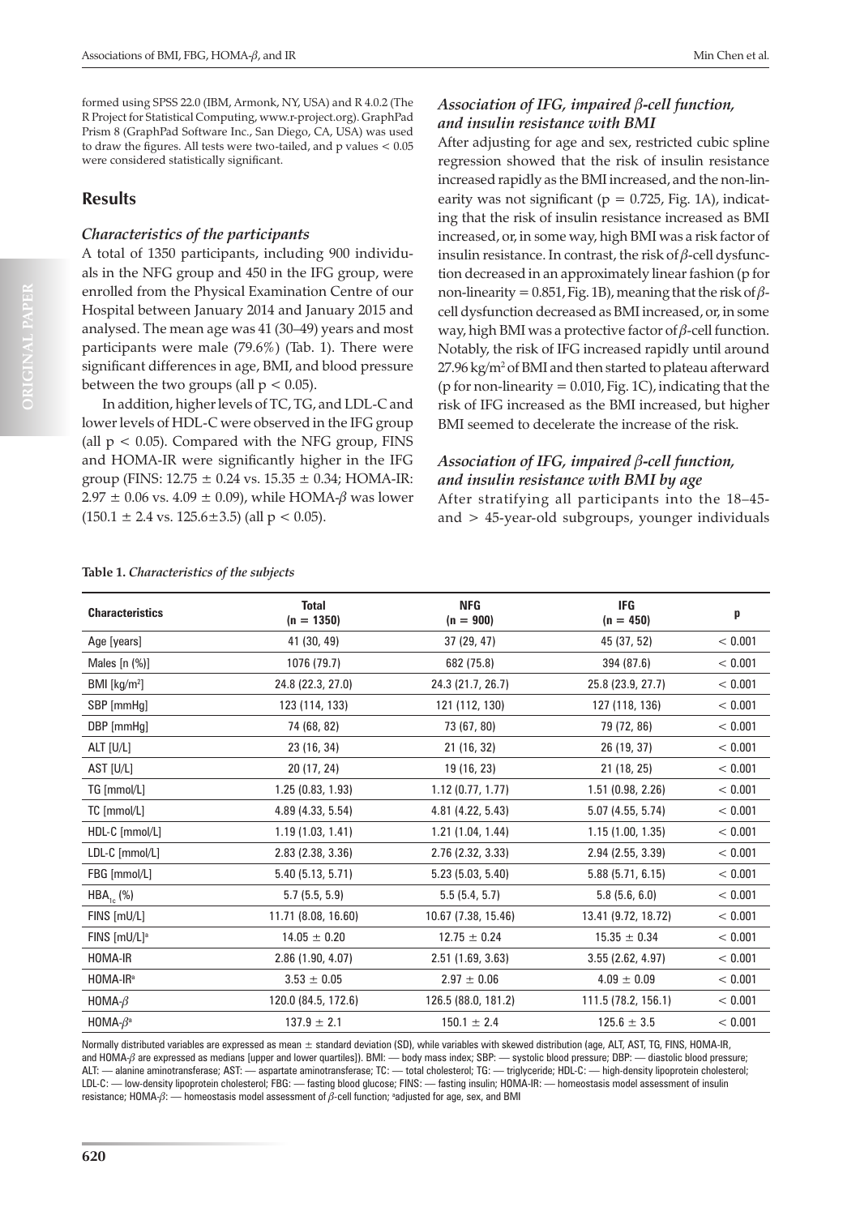formed using SPSS 22.0 (IBM, Armonk, NY, USA) and R 4.0.2 (The R Project for Statistical Computing, www.r-project.org). GraphPad Prism 8 (GraphPad Software Inc., San Diego, CA, USA) was used to draw the figures. All tests were two-tailed, and p values < 0.05 were considered statistically significant.

## Results

### *Characteristics of the participants*

A total of 1350 participants, including 900 individuals in the NFG group and 450 in the IFG group, were enrolled from the Physical Examination Centre of our Hospital between January 2014 and January 2015 and analysed. The mean age was 41 (30–49) years and most participants were male (79.6%) (Tab. 1). There were significant differences in age, BMI, and blood pressure between the two groups (all $p < 0.05$).

In addition, higher levels of TC, TG, and LDL-C and lower levels of HDL-C were observed in the IFG group (all $p < 0.05$). Compared with the NFG group, FINS and HOMA-IR were significantly higher in the IFG group (FINS: $12.75 \pm 0.24$ vs. $15.35 \pm 0.34$; HOMA-IR: $2.97 \pm 0.06$ vs. $4.09 \pm 0.09$), while HOMA-$\beta$ was lower ($150.1 \pm 2.4$ vs. $125.6 \pm 3.5$) (all $p < 0.05$).

### *Association of IFG, impaired β-cell function, and insulin resistance with BMI*

After adjusting for age and sex, restricted cubic spline regression showed that the risk of insulin resistance increased rapidly as the BMI increased, and the non-linearity was not significant ($p = 0.725$, Fig. 1A), indicating that the risk of insulin resistance increased as BMI increased, or, in some way, high BMI was a risk factor of insulin resistance. In contrast, the risk of $\beta$-cell dysfunction decreased in an approximately linear fashion (p for non-linearity = 0.851, Fig. 1B), meaning that the risk of $\beta$-cell dysfunction decreased as BMI increased, or, in some way, high BMI was a protective factor of $\beta$-cell function. Notably, the risk of IFG increased rapidly until around 27.96 kg/m$^2$ of BMI and then started to plateau afterward (p for non-linearity = 0.010, Fig. 1C), indicating that the risk of IFG increased as the BMI increased, but higher BMI seemed to decelerate the increase of the risk.

### *Association of IFG, impaired β-cell function, and insulin resistance with BMI by age*

After stratifying all participants into the 18–45- and > 45-year-old subgroups, younger individuals

**Table 1.** *Characteristics of the subjects*

| Characteristics | Total (n = 1350) | NFG (n = 900) | IFG (n = 450) | p |
|---|---|---|---|---|
| Age [years] | 41 (30, 49) | 37 (29, 47) | 45 (37, 52) | < 0.001 |
| Males [n (%)] | 1076 (79.7) | 682 (75.8) | 394 (87.6) | < 0.001 |
| BMI [kg/m$^2$] | 24.8 (22.3, 27.0) | 24.3 (21.7, 26.7) | 25.8 (23.9, 27.7) | < 0.001 |
| SBP [mmHg] | 123 (114, 133) | 121 (112, 130) | 127 (118, 136) | < 0.001 |
| DBP [mmHg] | 74 (68, 82) | 73 (67, 80) | 79 (72, 86) | < 0.001 |
| ALT [U/L] | 23 (16, 34) | 21 (16, 32) | 26 (19, 37) | < 0.001 |
| AST [U/L] | 20 (17, 24) | 19 (16, 23) | 21 (18, 25) | < 0.001 |
| TG [mmol/L] | 1.25 (0.83, 1.93) | 1.12 (0.77, 1.77) | 1.51 (0.98, 2.26) | < 0.001 |
| TC [mmol/L] | 4.89 (4.33, 5.54) | 4.81 (4.22, 5.43) | 5.07 (4.55, 5.74) | < 0.001 |
| HDL-C [mmol/L] | 1.19 (1.03, 1.41) | 1.21 (1.04, 1.44) | 1.15 (1.00, 1.35) | < 0.001 |
| LDL-C [mmol/L] | 2.83 (2.38, 3.36) | 2.76 (2.32, 3.33) | 2.94 (2.55, 3.39) | < 0.001 |
| FBG [mmol/L] | 5.40 (5.13, 5.71) | 5.23 (5.03, 5.40) | 5.88 (5.71, 6.15) | < 0.001 |
| $HBA_{1c}$ (%) | 5.7 (5.5, 5.9) | 5.5 (5.4, 5.7) | 5.8 (5.6, 6.0) | < 0.001 |
| FINS [mU/L] | 11.71 (8.08, 16.60) | 10.67 (7.38, 15.46) | 13.41 (9.72, 18.72) | < 0.001 |
| FINS [mU/L][a] | $14.05 \pm 0.20$ | $12.75 \pm 0.24$ | $15.35 \pm 0.34$ | < 0.001 |
| HOMA-IR | 2.86 (1.90, 4.07) | 2.51 (1.69, 3.63) | 3.55 (2.62, 4.97) | < 0.001 |
| HOMA-IR[a] | $3.53 \pm 0.05$ | $2.97 \pm 0.06$ | $4.09 \pm 0.09$ | < 0.001 |
| HOMA-$\beta$ | 120.0 (84.5, 172.6) | 126.5 (88.0, 181.2) | 111.5 (78.2, 156.1) | < 0.001 |
| HOMA-$\beta$[a] | $137.9 \pm 2.1$ | $150.1 \pm 2.4$ | $125.6 \pm 3.5$ | < 0.001 |

Normally distributed variables are expressed as mean ± standard deviation (SD), while variables with skewed distribution (age, ALT, AST, TG, FINS, HOMA-IR, and HOMA-$\beta$ are expressed as medians [upper and lower quartiles]). BMI: — body mass index; SBP: — systolic blood pressure; DBP: — diastolic blood pressure; ALT: — alanine aminotransferase; AST: — aspartate aminotransferase; TC: — total cholesterol; TG: — triglyceride; HDL-C: — high-density lipoprotein cholesterol; LDL-C: — low-density lipoprotein cholesterol; FBG: — fasting blood glucose; FINS: — fasting insulin; HOMA-IR: — homeostasis model assessment of insulin resistance; HOMA-$\beta$: — homeostasis model assessment of $\beta$-cell function; [a]adjusted for age, sex, and BMI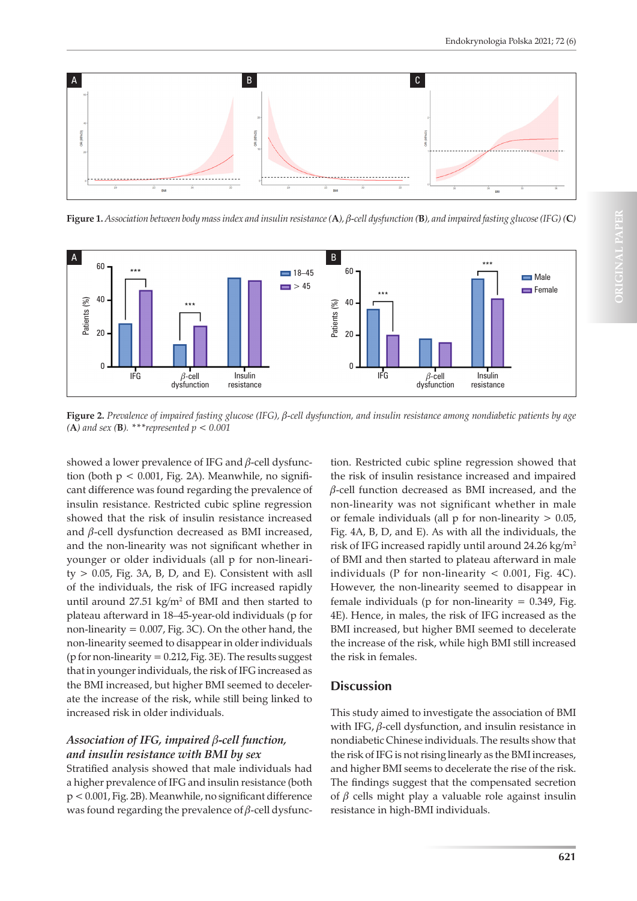**Figure 1.** *Association between body mass index and insulin resistance (**A**), β-cell dysfunction (**B**), and impaired fasting glucose (IFG) (**C**)*

**Figure 2.** *Prevalence of impaired fasting glucose (IFG), β-cell dysfunction, and insulin resistance among nondiabetic patients by age (**A**) and sex (**B**). ***represented p < 0.001*

showed a lower prevalence of IFG and $\beta$-cell dysfunction (both $p < 0.001$, Fig. 2A). Meanwhile, no significant difference was found regarding the prevalence of insulin resistance. Restricted cubic spline regression showed that the risk of insulin resistance increased and $\beta$-cell dysfunction decreased as BMI increased, and the non-linearity was not significant whether in younger or older individuals (all p for non-linearity > 0.05, Fig. 3A, B, D, and E). Consistent with asll of the individuals, the risk of IFG increased rapidly until around 27.51 kg/m$^2$ of BMI and then started to plateau afterward in 18–45-year-old individuals (p for non-linearity = 0.007, Fig. 3C). On the other hand, the non-linearity seemed to disappear in older individuals (p for non-linearity = 0.212, Fig. 3E). The results suggest that in younger individuals, the risk of IFG increased as the BMI increased, but higher BMI seemed to decelerate the increase of the risk, while still being linked to increased risk in older individuals.

### *Association of IFG, impaired β-cell function, and insulin resistance with BMI by sex*

Stratified analysis showed that male individuals had a higher prevalence of IFG and insulin resistance (both $p < 0.001$, Fig. 2B). Meanwhile, no significant difference was found regarding the prevalence of $\beta$-cell dysfunction. Restricted cubic spline regression showed that the risk of insulin resistance increased and impaired $\beta$-cell function decreased as BMI increased, and the non-linearity was not significant whether in male or female individuals (all p for non-linearity > 0.05, Fig. 4A, B, D, and E). As with all the individuals, the risk of IFG increased rapidly until around 24.26 kg/m$^2$ of BMI and then started to plateau afterward in male individuals (P for non-linearity < 0.001, Fig. 4C). However, the non-linearity seemed to disappear in female individuals (p for non-linearity = 0.349, Fig. 4E). Hence, in males, the risk of IFG increased as the BMI increased, but higher BMI seemed to decelerate the increase of the risk, while high BMI still increased the risk in females.

## Discussion

This study aimed to investigate the association of BMI with IFG, $\beta$-cell dysfunction, and insulin resistance in nondiabetic Chinese individuals. The results show that the risk of IFG is not rising linearly as the BMI increases, and higher BMI seems to decelerate the rise of the risk. The findings suggest that the compensated secretion of $\beta$ cells might play a valuable role against insulin resistance in high-BMI individuals.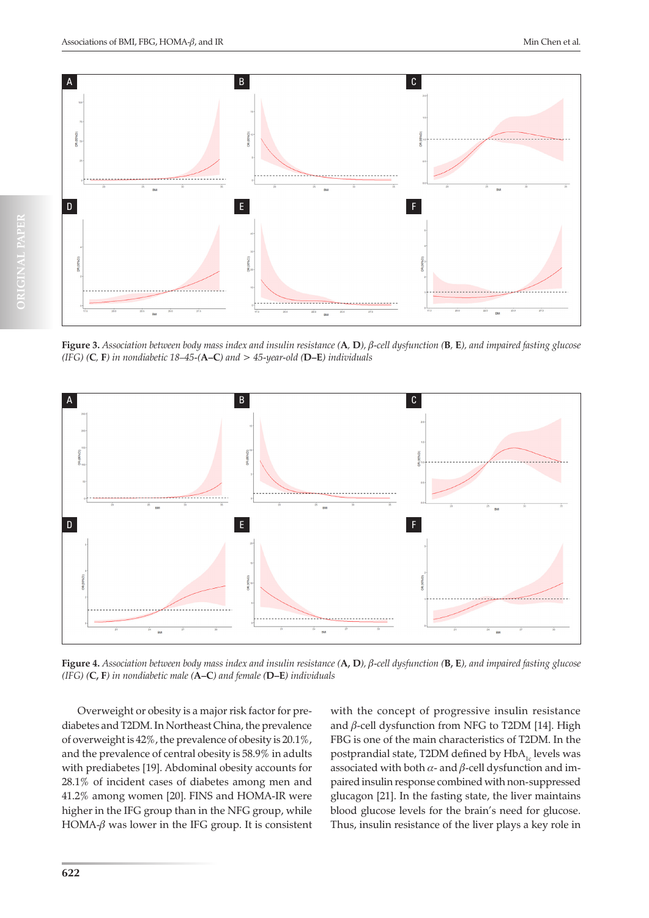**Figure 3.** *Association between body mass index and insulin resistance (***A**, **D***), β-cell dysfunction (***B**, **E***), and impaired fasting glucose (IFG) (***C**, **F***) in nondiabetic 18–45-(***A–C***) and > 45-year-old (***D–E***) individuals*

**Figure 4.** *Association between body mass index and insulin resistance (***A**, **D***), β-cell dysfunction (***B**, **E***), and impaired fasting glucose (IFG) (***C**, **F***) in nondiabetic male (***A–C***) and female (***D–E***) individuals*

Overweight or obesity is a major risk factor for prediabetes and T2DM. In Northeast China, the prevalence of overweight is 42%, the prevalence of obesity is 20.1%, and the prevalence of central obesity is 58.9% in adults with prediabetes [19]. Abdominal obesity accounts for 28.1% of incident cases of diabetes among men and 41.2% among women [20]. FINS and HOMA-IR were higher in the IFG group than in the NFG group, while HOMA-$\beta$ was lower in the IFG group. It is consistent with the concept of progressive insulin resistance and $\beta$-cell dysfunction from NFG to T2DM [14]. High FBG is one of the main characteristics of T2DM. In the postprandial state, T2DM defined by $HbA_{1c}$ levels was associated with both $\alpha$- and $\beta$-cell dysfunction and impaired insulin response combined with non-suppressed glucagon [21]. In the fasting state, the liver maintains blood glucose levels for the brain's need for glucose. Thus, insulin resistance of the liver plays a key role in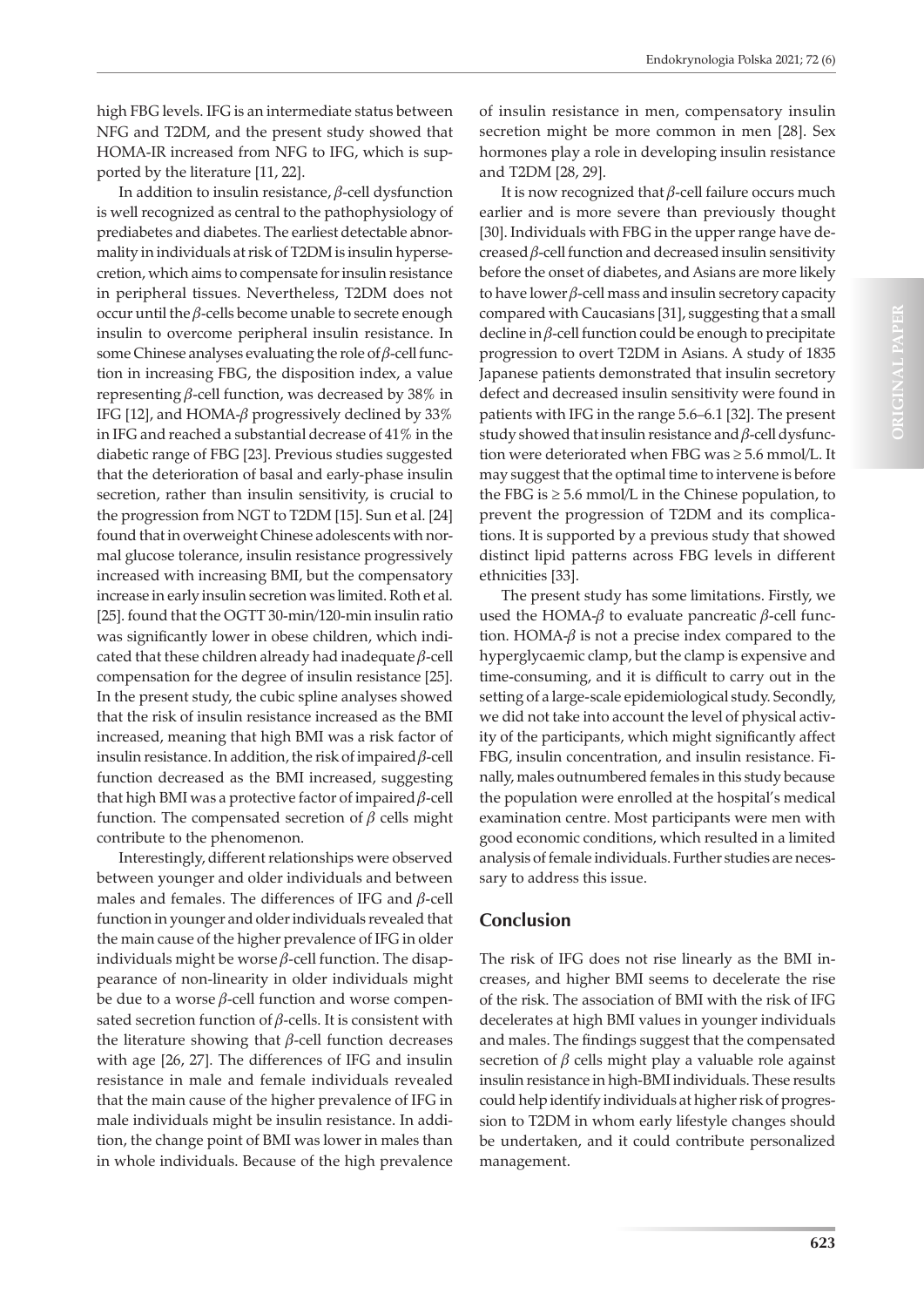high FBG levels. IFG is an intermediate status between NFG and T2DM, and the present study showed that HOMA-IR increased from NFG to IFG, which is supported by the literature [11, 22].

In addition to insulin resistance, $\beta$-cell dysfunction is well recognized as central to the pathophysiology of prediabetes and diabetes. The earliest detectable abnormality in individuals at risk of T2DM is insulin hypersecretion, which aims to compensate for insulin resistance in peripheral tissues. Nevertheless, T2DM does not occur until the $\beta$-cells become unable to secrete enough insulin to overcome peripheral insulin resistance. In some Chinese analyses evaluating the role of $\beta$-cell function in increasing FBG, the disposition index, a value representing $\beta$-cell function, was decreased by 38% in IFG [12], and HOMA-$\beta$ progressively declined by 33% in IFG and reached a substantial decrease of 41% in the diabetic range of FBG [23]. Previous studies suggested that the deterioration of basal and early-phase insulin secretion, rather than insulin sensitivity, is crucial to the progression from NGT to T2DM [15]. Sun et al. [24] found that in overweight Chinese adolescents with normal glucose tolerance, insulin resistance progressively increased with increasing BMI, but the compensatory increase in early insulin secretion was limited. Roth et al. [25]. found that the OGTT 30-min/120-min insulin ratio was significantly lower in obese children, which indicated that these children already had inadequate $\beta$-cell compensation for the degree of insulin resistance [25]. In the present study, the cubic spline analyses showed that the risk of insulin resistance increased as the BMI increased, meaning that high BMI was a risk factor of insulin resistance. In addition, the risk of impaired $\beta$-cell function decreased as the BMI increased, suggesting that high BMI was a protective factor of impaired $\beta$-cell function. The compensated secretion of $\beta$ cells might contribute to the phenomenon.

Interestingly, different relationships were observed between younger and older individuals and between males and females. The differences of IFG and $\beta$-cell function in younger and older individuals revealed that the main cause of the higher prevalence of IFG in older individuals might be worse $\beta$-cell function. The disappearance of non-linearity in older individuals might be due to a worse $\beta$-cell function and worse compensated secretion function of $\beta$-cells. It is consistent with the literature showing that $\beta$-cell function decreases with age [26, 27]. The differences of IFG and insulin resistance in male and female individuals revealed that the main cause of the higher prevalence of IFG in male individuals might be insulin resistance. In addition, the change point of BMI was lower in males than in whole individuals. Because of the high prevalence of insulin resistance in men, compensatory insulin secretion might be more common in men [28]. Sex hormones play a role in developing insulin resistance and T2DM [28, 29].

It is now recognized that $\beta$-cell failure occurs much earlier and is more severe than previously thought [30]. Individuals with FBG in the upper range have decreased $\beta$-cell function and decreased insulin sensitivity before the onset of diabetes, and Asians are more likely to have lower $\beta$-cell mass and insulin secretory capacity compared with Caucasians [31], suggesting that a small decline in $\beta$-cell function could be enough to precipitate progression to overt T2DM in Asians. A study of 1835 Japanese patients demonstrated that insulin secretory defect and decreased insulin sensitivity were found in patients with IFG in the range 5.6–6.1 [32]. The present study showed that insulin resistance and $\beta$-cell dysfunction were deteriorated when FBG was ≥ 5.6 mmol/L. It may suggest that the optimal time to intervene is before the FBG is ≥ 5.6 mmol/L in the Chinese population, to prevent the progression of T2DM and its complications. It is supported by a previous study that showed distinct lipid patterns across FBG levels in different ethnicities [33].

The present study has some limitations. Firstly, we used the HOMA-$\beta$ to evaluate pancreatic $\beta$-cell function. HOMA-$\beta$ is not a precise index compared to the hyperglycaemic clamp, but the clamp is expensive and time-consuming, and it is difficult to carry out in the setting of a large-scale epidemiological study. Secondly, we did not take into account the level of physical activity of the participants, which might significantly affect FBG, insulin concentration, and insulin resistance. Finally, males outnumbered females in this study because the population were enrolled at the hospital's medical examination centre. Most participants were men with good economic conditions, which resulted in a limited analysis of female individuals. Further studies are necessary to address this issue.

## Conclusion

The risk of IFG does not rise linearly as the BMI increases, and higher BMI seems to decelerate the rise of the risk. The association of BMI with the risk of IFG decelerates at high BMI values in younger individuals and males. The findings suggest that the compensated secretion of $\beta$ cells might play a valuable role against insulin resistance in high-BMI individuals. These results could help identify individuals at higher risk of progression to T2DM in whom early lifestyle changes should be undertaken, and it could contribute personalized management.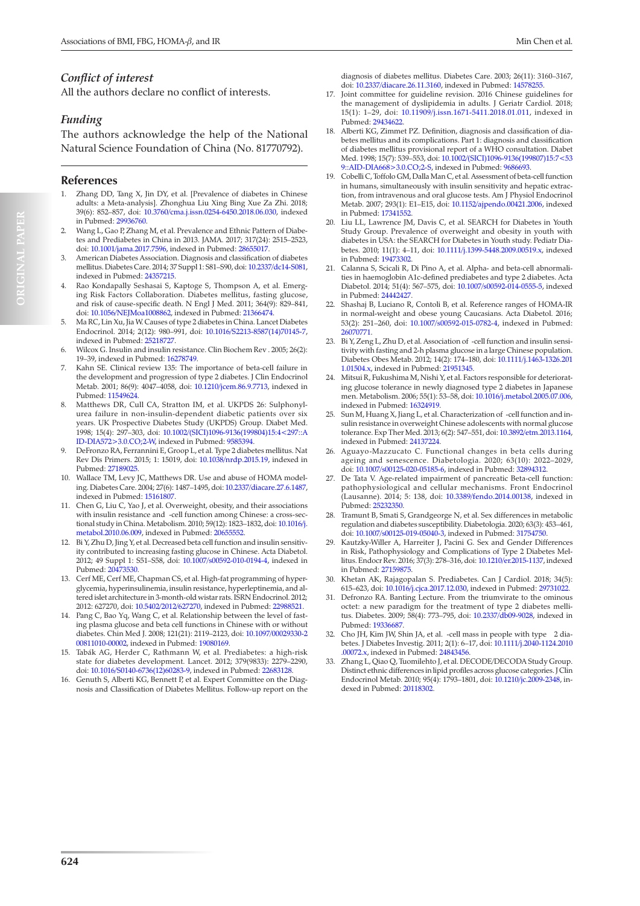## *Conflict of interest*

All the authors declare no conflict of interests.

## *Funding*

The authors acknowledge the help of the National Natural Science Foundation of China (No. 81770792).

## References

1. Zhang DD, Tang X, Jin DY, et al. [Prevalence of diabetes in Chinese adults: a Meta-analysis]. Zhonghua Liu Xing Bing Xue Za Zhi. 2018; 39(6): 852–857, doi: 10.3760/cma.j.issn.0254-6450.2018.06.030, indexed in Pubmed: 29936760.
2. Wang L, Gao P, Zhang M, et al. Prevalence and Ethnic Pattern of Diabetes and Prediabetes in China in 2013. JAMA. 2017; 317(24): 2515–2523, doi: 10.1001/jama.2017.7596, indexed in Pubmed: 28655017.
3. American Diabetes Association. Diagnosis and classification of diabetes mellitus. Diabetes Care. 2014; 37 Suppl 1: S81–S90, doi: 10.2337/dc14-S081, indexed in Pubmed: 24357215.
4. Rao Kondapally Seshasai S, Kaptoge S, Thompson A, et al. Emerging Risk Factors Collaboration. Diabetes mellitus, fasting glucose, and risk of cause-specific death. N Engl J Med. 2011; 364(9): 829–841, doi: 10.1056/NEJMoa1008862, indexed in Pubmed: 21366474.
5. Ma RC, Lin Xu, Jia W. Causes of type 2 diabetes in China. Lancet Diabetes Endocrinol. 2014; 2(12): 980–991, doi: 10.1016/S2213-8587(14)70145-7, indexed in Pubmed: 25218727.
6. Wilcox G. Insulin and insulin resistance. Clin Biochem Rev . 2005; 26(2): 19–39, indexed in Pubmed: 16278749.
7. Kahn SE. Clinical review 135: The importance of beta-cell failure in the development and progression of type 2 diabetes. J Clin Endocrinol Metab. 2001; 86(9): 4047–4058, doi: 10.1210/jcem.86.9.7713, indexed in Pubmed: 11549624.
8. Matthews DR, Cull CA, Stratton IM, et al. UKPDS 26: Sulphonylurea failure in non-insulin-dependent diabetic patients over six years. UK Prospective Diabetes Study (UKPDS) Group. Diabet Med. 1998; 15(4): 297–303, doi: 10.1002/(SICI)1096-9136(199804)15:4<297::AID-DIA572>3.0.CO;2-W, indexed in Pubmed: 9585394.
9. DeFronzo RA, Ferrannini E, Groop L, et al. Type 2 diabetes mellitus. Nat Rev Dis Primers. 2015; 1: 15019, doi: 10.1038/nrdp.2015.19, indexed in Pubmed: 27189025.
10. Wallace TM, Levy JC, Matthews DR. Use and abuse of HOMA modeling. Diabetes Care. 2004; 27(6): 1487–1495, doi: 10.2337/diacare.27.6.1487, indexed in Pubmed: 15161807.
11. Chen G, Liu C, Yao J, et al. Overweight, obesity, and their associations with insulin resistance and -cell function among Chinese: a cross-sectional study in China. Metabolism. 2010; 59(12): 1823–1832, doi: 10.1016/j.metabol.2010.06.009, indexed in Pubmed: 20655552.
12. Bi Y, Zhu D, Jing Y, et al. Decreased beta cell function and insulin sensitivity contributed to increasing fasting glucose in Chinese. Acta Diabetol. 2012; 49 Suppl 1: S51–S58, doi: 10.1007/s00592-010-0194-4, indexed in Pubmed: 20473530.
13. Cerf ME, Cerf ME, Chapman CS, et al. High-fat programming of hyperglycemia, hyperinsulinemia, insulin resistance, hyperleptinemia, and altered islet architecture in 3-month-old wistar rats. ISRN Endocrinol. 2012; 2012: 627270, doi: 10.5402/2012/627270, indexed in Pubmed: 22988521.
14. Pang C, Bao Yq, Wang C, et al. Relationship between the level of fasting plasma glucose and beta cell functions in Chinese with or without diabetes. Chin Med J. 2008; 121(21): 2119–2123, doi: 10.1097/00029330-200811010-00002, indexed in Pubmed: 19080169.
15. Tabák AG, Herder C, Rathmann W, et al. Prediabetes: a high-risk state for diabetes development. Lancet. 2012; 379(9833): 2279–2290, doi: 10.1016/S0140-6736(12)60283-9, indexed in Pubmed: 22683128.
16. Genuth S, Alberti KG, Bennett P, et al. Expert Committee on the Diagnosis and Classification of Diabetes Mellitus. Follow-up report on the diagnosis of diabetes mellitus. Diabetes Care. 2003; 26(11): 3160–3167, doi: 10.2337/diacare.26.11.3160, indexed in Pubmed: 14578255.
17. Joint committee for guideline revision. 2016 Chinese guidelines for the management of dyslipidemia in adults. J Geriatr Cardiol. 2018; 15(1): 1–29, doi: 10.11909/j.issn.1671-5411.2018.01.011, indexed in Pubmed: 29434622.
18. Alberti KG, Zimmet PZ. Definition, diagnosis and classification of diabetes mellitus and its complications. Part 1: diagnosis and classification of diabetes mellitus provisional report of a WHO consultation. Diabet Med. 1998; 15(7): 539–553, doi: 10.1002/(SICI)1096-9136(199807)15:7<539::AID-DIA668>3.0.CO;2-S, indexed in Pubmed: 9686693.
19. Cobelli C, Toffolo GM, Dalla Man C, et al. Assessment of beta-cell function in humans, simultaneously with insulin sensitivity and hepatic extraction, from intravenous and oral glucose tests. Am J Physiol Endocrinol Metab. 2007; 293(1): E1–E15, doi: 10.1152/ajpendo.00421.2006, indexed in Pubmed: 17341552.
20. Liu LL, Lawrence JM, Davis C, et al. SEARCH for Diabetes in Youth Study Group. Prevalence of overweight and obesity in youth with diabetes in USA: the SEARCH for Diabetes in Youth study. Pediatr Diabetes. 2010; 11(1): 4–11, doi: 10.1111/j.1399-5448.2009.00519.x, indexed in Pubmed: 19473302.
21. Calanna S, Scicali R, Di Pino A, et al. Alpha- and beta-cell abnormalities in haemoglobin A1c-defined prediabetes and type 2 diabetes. Acta Diabetol. 2014; 51(4): 567–575, doi: 10.1007/s00592-014-0555-5, indexed in Pubmed: 24442427.
22. Shashaj B, Luciano R, Contoli B, et al. Reference ranges of HOMA-IR in normal-weight and obese young Caucasians. Acta Diabetol. 2016; 53(2): 251–260, doi: 10.1007/s00592-015-0782-4, indexed in Pubmed: 26070771.
23. Bi Y, Zeng L, Zhu D, et al. Association of -cell function and insulin sensitivity with fasting and 2-h plasma glucose in a large Chinese population. Diabetes Obes Metab. 2012; 14(2): 174–180, doi: 10.1111/j.1463-1326.2011.01504.x, indexed in Pubmed: 21951345.
24. Mitsui R, Fukushima M, Nishi Y, et al. Factors responsible for deteriorating glucose tolerance in newly diagnosed type 2 diabetes in Japanese men. Metabolism. 2006; 55(1): 53–58, doi: 10.1016/j.metabol.2005.07.006, indexed in Pubmed: 16324919.
25. Sun M, Huang X, Jiang L, et al. Characterization of -cell function and insulin resistance in overweight Chinese adolescents with normal glucose tolerance. Exp Ther Med. 2013; 6(2): 547–551, doi: 10.3892/etm.2013.1164, indexed in Pubmed: 24137224.
26. Aguayo-Mazzucato C. Functional changes in beta cells during ageing and senescence. Diabetologia. 2020; 63(10): 2022–2029, doi: 10.1007/s00125-020-05185-6, indexed in Pubmed: 32894312.
27. De Tata V. Age-related impairment of pancreatic Beta-cell function: pathophysiological and cellular mechanisms. Front Endocrinol (Lausanne). 2014; 5: 138, doi: 10.3389/fendo.2014.00138, indexed in Pubmed: 25232350.
28. Tramunt B, Smati S, Grandgeorge N, et al. Sex differences in metabolic regulation and diabetes susceptibility. Diabetologia. 2020; 63(3): 453–461, doi: 10.1007/s00125-019-05040-3, indexed in Pubmed: 31754750.
29. Kautzky-Willer A, Harreiter J, Pacini G. Sex and Gender Differences in Risk, Pathophysiology and Complications of Type 2 Diabetes Mellitus. Endocr Rev. 2016; 37(3): 278–316, doi: 10.1210/er.2015-1137, indexed in Pubmed: 27159875.
30. Khetan AK, Rajagopalan S. Prediabetes. Can J Cardiol. 2018; 34(5): 615–623, doi: 10.1016/j.cjca.2017.12.030, indexed in Pubmed: 29731022.
31. Defronzo RA. Banting Lecture. From the triumvirate to the ominous octet: a new paradigm for the treatment of type 2 diabetes mellitus. Diabetes. 2009; 58(4): 773–795, doi: 10.2337/db09-9028, indexed in Pubmed: 19336687.
32. Cho JH, Kim JW, Shin JA, et al. -cell mass in people with type 2 diabetes. J Diabetes Investig. 2011; 2(1): 6–17, doi: 10.1111/j.2040-1124.2010.00072.x, indexed in Pubmed: 24843456.
33. Zhang L, Qiao Q, Tuomilehto J, et al. DECODE/DECODA Study Group. Distinct ethnic differences in lipid profiles across glucose categories. J Clin Endocrinol Metab. 2010; 95(4): 1793–1801, doi: 10.1210/jc.2009-2348, indexed in Pubmed: 20118302.